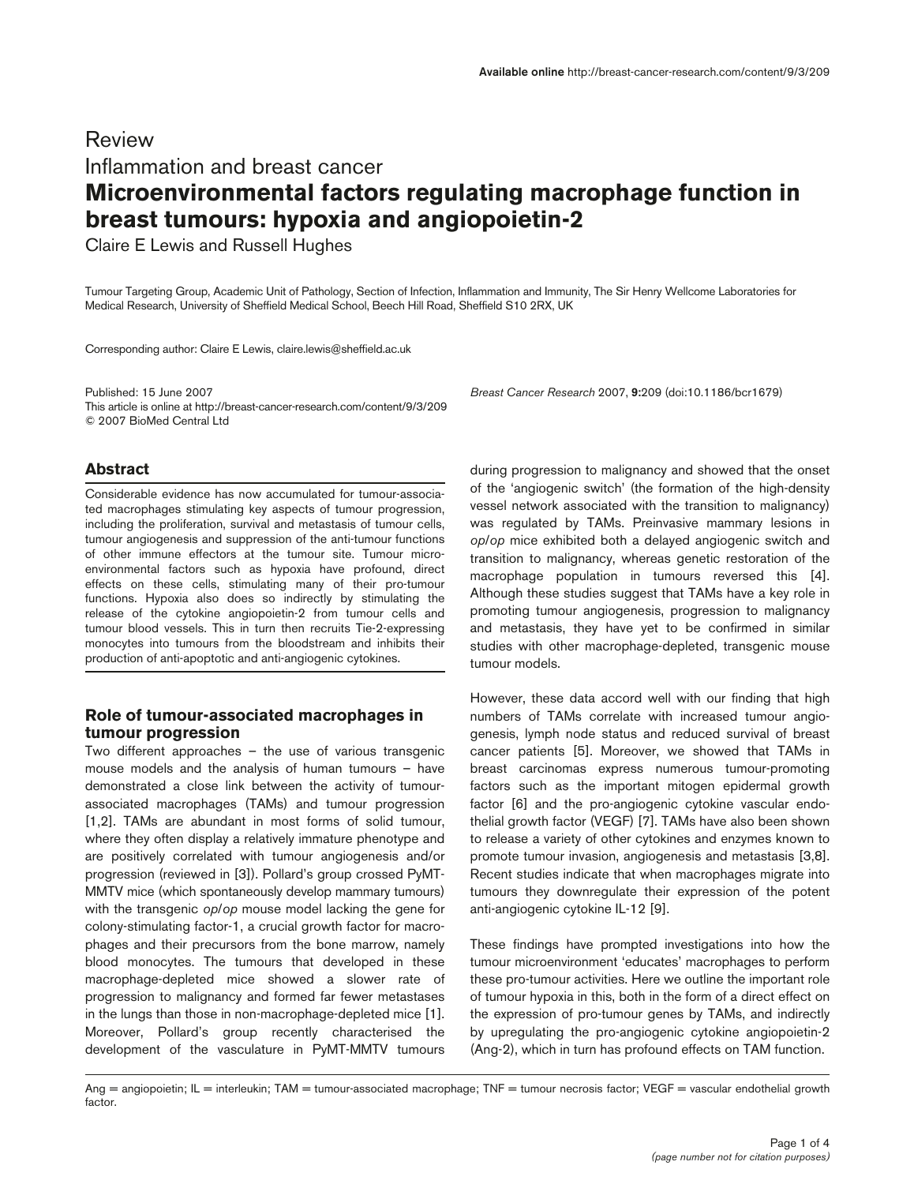Review

Inflammation and breast cancer

# Microenvironmental factors regulating macrophage function in breast tumours: hypoxia and angiopoietin-2

Claire E Lewis and Russell Hughes

Tumour Targeting Group, Academic Unit of Pathology, Section of Infection, Inflammation and Immunity, The Sir Henry Wellcome Laboratories for Medical Research, University of Sheffield Medical School, Beech Hill Road, Sheffield S10 2RX, UK

Corresponding author: Claire E Lewis, claire.lewis@sheffield.ac.uk

Published: 15 June 2007
This article is online at http://breast-cancer-research.com/content/9/3/209
© 2007 BioMed Central Ltd

*Breast Cancer Research* 2007, **9:**209 (doi:10.1186/bcr1679)

## Abstract

Considerable evidence has now accumulated for tumour-associated macrophages stimulating key aspects of tumour progression, including the proliferation, survival and metastasis of tumour cells, tumour angiogenesis and suppression of the anti-tumour functions of other immune effectors at the tumour site. Tumour microenvironmental factors such as hypoxia have profound, direct effects on these cells, stimulating many of their pro-tumour functions. Hypoxia also does so indirectly by stimulating the release of the cytokine angiopoietin-2 from tumour cells and tumour blood vessels. This in turn then recruits Tie-2-expressing monocytes into tumours from the bloodstream and inhibits their production of anti-apoptotic and anti-angiogenic cytokines.

## Role of tumour-associated macrophages in tumour progression

Two different approaches – the use of various transgenic mouse models and the analysis of human tumours – have demonstrated a close link between the activity of tumour-associated macrophages (TAMs) and tumour progression [1,2]. TAMs are abundant in most forms of solid tumour, where they often display a relatively immature phenotype and are positively correlated with tumour angiogenesis and/or progression (reviewed in [3]). Pollard's group crossed PyMT-MMTV mice (which spontaneously develop mammary tumours) with the transgenic *op*/*op* mouse model lacking the gene for colony-stimulating factor-1, a crucial growth factor for macrophages and their precursors from the bone marrow, namely blood monocytes. The tumours that developed in these macrophage-depleted mice showed a slower rate of progression to malignancy and formed far fewer metastases in the lungs than those in non-macrophage-depleted mice [1]. Moreover, Pollard's group recently characterised the development of the vasculature in PyMT-MMTV tumours during progression to malignancy and showed that the onset of the 'angiogenic switch' (the formation of the high-density vessel network associated with the transition to malignancy) was regulated by TAMs. Preinvasive mammary lesions in *op*/*op* mice exhibited both a delayed angiogenic switch and transition to malignancy, whereas genetic restoration of the macrophage population in tumours reversed this [4]. Although these studies suggest that TAMs have a key role in promoting tumour angiogenesis, progression to malignancy and metastasis, they have yet to be confirmed in similar studies with other macrophage-depleted, transgenic mouse tumour models.

However, these data accord well with our finding that high numbers of TAMs correlate with increased tumour angiogenesis, lymph node status and reduced survival of breast cancer patients [5]. Moreover, we showed that TAMs in breast carcinomas express numerous tumour-promoting factors such as the important mitogen epidermal growth factor [6] and the pro-angiogenic cytokine vascular endothelial growth factor (VEGF) [7]. TAMs have also been shown to release a variety of other cytokines and enzymes known to promote tumour invasion, angiogenesis and metastasis [3,8]. Recent studies indicate that when macrophages migrate into tumours they downregulate their expression of the potent anti-angiogenic cytokine IL-12 [9].

These findings have prompted investigations into how the tumour microenvironment 'educates' macrophages to perform these pro-tumour activities. Here we outline the important role of tumour hypoxia in this, both in the form of a direct effect on the expression of pro-tumour genes by TAMs, and indirectly by upregulating the pro-angiogenic cytokine angiopoietin-2 (Ang-2), which in turn has profound effects on TAM function.

Ang = angiopoietin; IL = interleukin; TAM = tumour-associated macrophage; TNF = tumour necrosis factor; VEGF = vascular endothelial growth factor.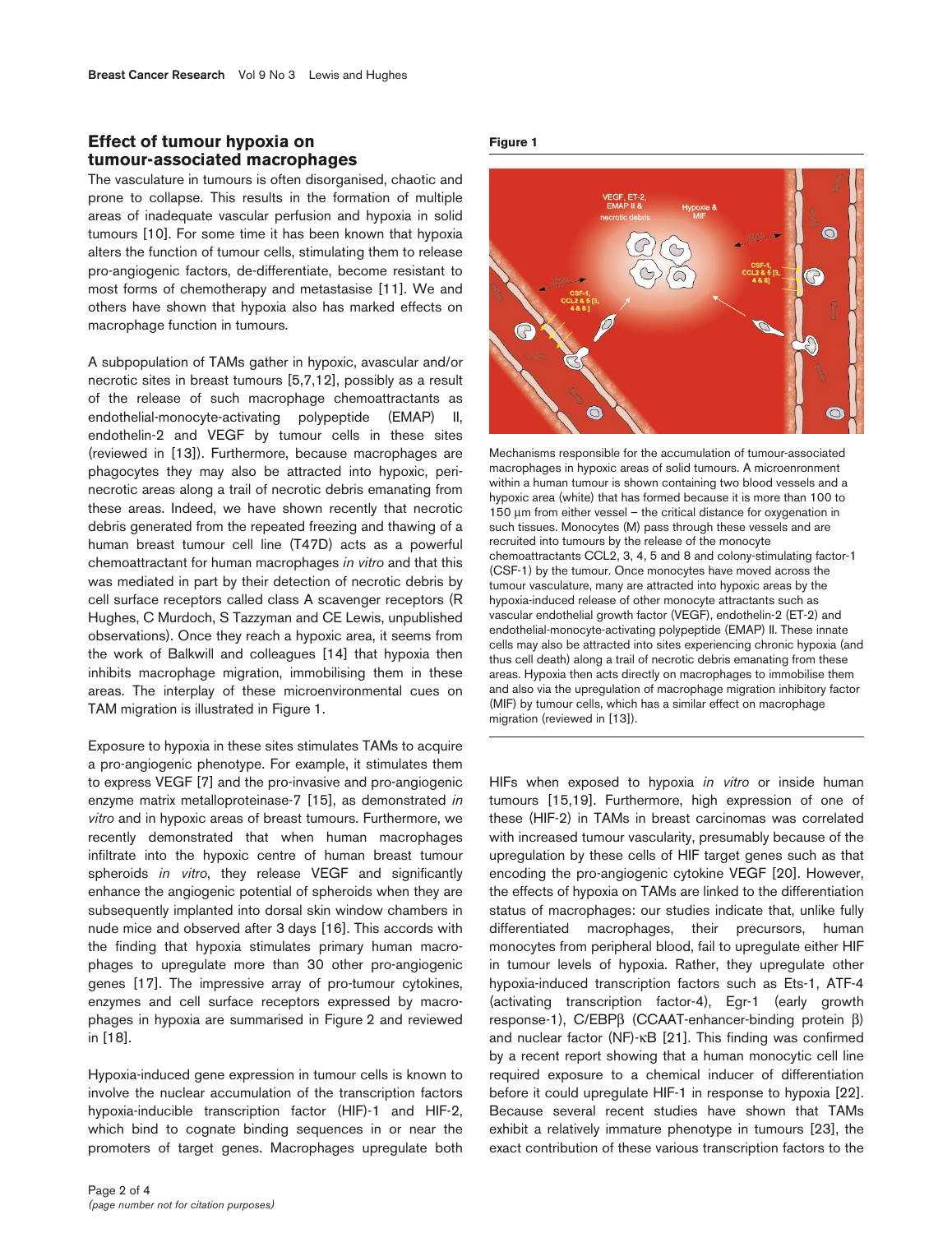## Effect of tumour hypoxia on tumour-associated macrophages

The vasculature in tumours is often disorganised, chaotic and prone to collapse. This results in the formation of multiple areas of inadequate vascular perfusion and hypoxia in solid tumours [10]. For some time it has been known that hypoxia alters the function of tumour cells, stimulating them to release pro-angiogenic factors, de-differentiate, become resistant to most forms of chemotherapy and metastasise [11]. We and others have shown that hypoxia also has marked effects on macrophage function in tumours.

A subpopulation of TAMs gather in hypoxic, avascular and/or necrotic sites in breast tumours [5,7,12], possibly as a result of the release of such macrophage chemoattractants as endothelial-monocyte-activating polypeptide (EMAP) II, endothelin-2 and VEGF by tumour cells in these sites (reviewed in [13]). Furthermore, because macrophages are phagocytes they may also be attracted into hypoxic, perinecrotic areas along a trail of necrotic debris emanating from these areas. Indeed, we have shown recently that necrotic debris generated from the repeated freezing and thawing of a human breast tumour cell line (T47D) acts as a powerful chemoattractant for human macrophages *in vitro* and that this was mediated in part by their detection of necrotic debris by cell surface receptors called class A scavenger receptors (R Hughes, C Murdoch, S Tazzyman and CE Lewis, unpublished observations). Once they reach a hypoxic area, it seems from the work of Balkwill and colleagues [14] that hypoxia then inhibits macrophage migration, immobilising them in these areas. The interplay of these microenvironmental cues on TAM migration is illustrated in Figure 1.

**Figure 1**

Mechanisms responsible for the accumulation of tumour-associated macrophages in hypoxic areas of solid tumours. A microenronment within a human tumour is shown containing two blood vessels and a hypoxic area (white) that has formed because it is more than 100 to 150 μm from either vessel – the critical distance for oxygenation in such tissues. Monocytes (M) pass through these vessels and are recruited into tumours by the release of the monocyte chemoattractants CCL2, 3, 4, 5 and 8 and colony-stimulating factor-1 (CSF-1) by the tumour. Once monocytes have moved across the tumour vasculature, many are attracted into hypoxic areas by the hypoxia-induced release of other monocyte attractants such as vascular endothelial growth factor (VEGF), endothelin-2 (ET-2) and endothelial-monocyte-activating polypeptide (EMAP) II. These innate cells may also be attracted into sites experiencing chronic hypoxia (and thus cell death) along a trail of necrotic debris emanating from these areas. Hypoxia then acts directly on macrophages to immobilise them and also via the upregulation of macrophage migration inhibitory factor (MIF) by tumour cells, which has a similar effect on macrophage migration (reviewed in [13]).

Exposure to hypoxia in these sites stimulates TAMs to acquire a pro-angiogenic phenotype. For example, it stimulates them to express VEGF [7] and the pro-invasive and pro-angiogenic enzyme matrix metalloproteinase-7 [15], as demonstrated *in vitro* and in hypoxic areas of breast tumours. Furthermore, we recently demonstrated that when human macrophages infiltrate into the hypoxic centre of human breast tumour spheroids *in vitro*, they release VEGF and significantly enhance the angiogenic potential of spheroids when they are subsequently implanted into dorsal skin window chambers in nude mice and observed after 3 days [16]. This accords with the finding that hypoxia stimulates primary human macrophages to upregulate more than 30 other pro-angiogenic genes [17]. The impressive array of pro-tumour cytokines, enzymes and cell surface receptors expressed by macrophages in hypoxia are summarised in Figure 2 and reviewed in [18].

Hypoxia-induced gene expression in tumour cells is known to involve the nuclear accumulation of the transcription factors hypoxia-inducible transcription factor (HIF)-1 and HIF-2, which bind to cognate binding sequences in or near the promoters of target genes. Macrophages upregulate both HIFs when exposed to hypoxia *in vitro* or inside human tumours [15,19]. Furthermore, high expression of one of these (HIF-2) in TAMs in breast carcinomas was correlated with increased tumour vascularity, presumably because of the upregulation by these cells of HIF target genes such as that encoding the pro-angiogenic cytokine VEGF [20]. However, the effects of hypoxia on TAMs are linked to the differentiation status of macrophages: our studies indicate that, unlike fully differentiated macrophages, their precursors, human monocytes from peripheral blood, fail to upregulate either HIF in tumour levels of hypoxia. Rather, they upregulate other hypoxia-induced transcription factors such as Ets-1, ATF-4 (activating transcription factor-4), Egr-1 (early growth response-1), C/EBPβ (CCAAT-enhancer-binding protein β) and nuclear factor (NF)-κB [21]. This finding was confirmed by a recent report showing that a human monocytic cell line required exposure to a chemical inducer of differentiation before it could upregulate HIF-1 in response to hypoxia [22]. Because several recent studies have shown that TAMs exhibit a relatively immature phenotype in tumours [23], the exact contribution of these various transcription factors to the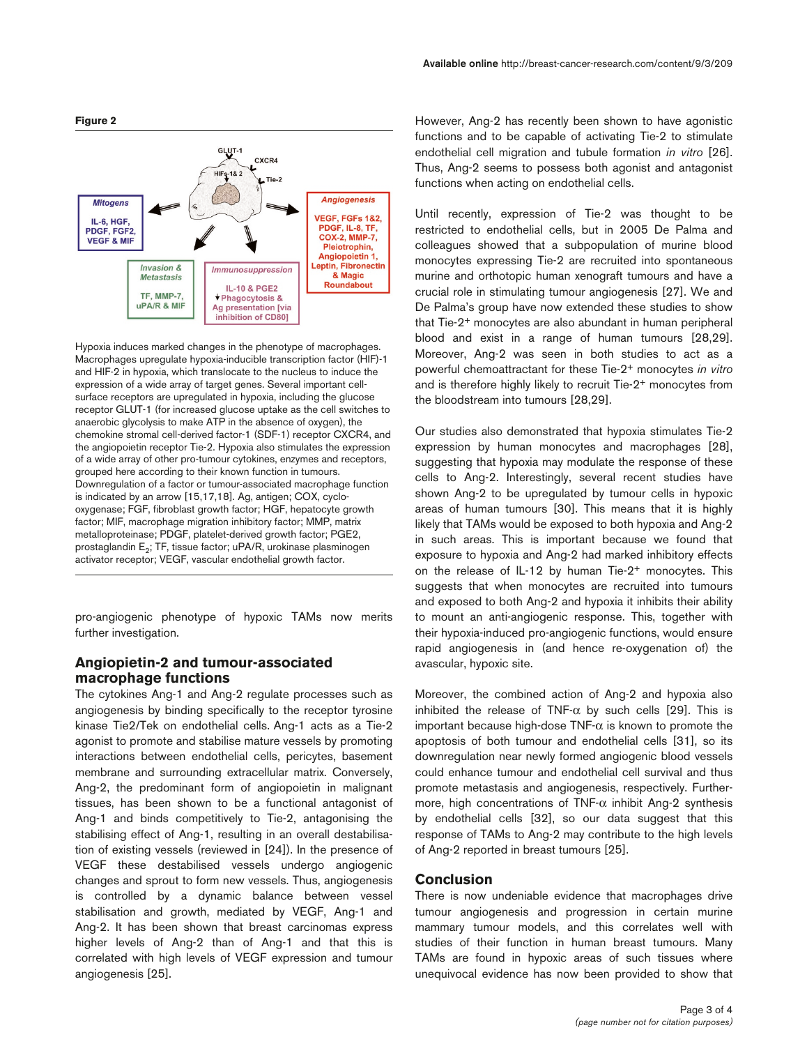**Figure 2**

Hypoxia induces marked changes in the phenotype of macrophages. Macrophages upregulate hypoxia-inducible transcription factor (HIF)-1 and HIF-2 in hypoxia, which translocate to the nucleus to induce the expression of a wide array of target genes. Several important cell-surface receptors are upregulated in hypoxia, including the glucose receptor GLUT-1 (for increased glucose uptake as the cell switches to anaerobic glycolysis to make ATP in the absence of oxygen), the chemokine stromal cell-derived factor-1 (SDF-1) receptor CXCR4, and the angiopoietin receptor Tie-2. Hypoxia also stimulates the expression of a wide array of other pro-tumour cytokines, enzymes and receptors, grouped here according to their known function in tumours. Downregulation of a factor or tumour-associated macrophage function is indicated by an arrow [15,17,18]. Ag, antigen; COX, cyclo-oxygenase; FGF, fibroblast growth factor; HGF, hepatocyte growth factor; MIF, macrophage migration inhibitory factor; MMP, matrix metalloproteinase; PDGF, platelet-derived growth factor; PGE2, prostaglandin $E_2$; TF, tissue factor; uPA/R, urokinase plasminogen activator receptor; VEGF, vascular endothelial growth factor.

pro-angiogenic phenotype of hypoxic TAMs now merits further investigation.

## Angiopietin-2 and tumour-associated macrophage functions

The cytokines Ang-1 and Ang-2 regulate processes such as angiogenesis by binding specifically to the receptor tyrosine kinase Tie2/Tek on endothelial cells. Ang-1 acts as a Tie-2 agonist to promote and stabilise mature vessels by promoting interactions between endothelial cells, pericytes, basement membrane and surrounding extracellular matrix. Conversely, Ang-2, the predominant form of angiopoietin in malignant tissues, has been shown to be a functional antagonist of Ang-1 and binds competitively to Tie-2, antagonising the stabilising effect of Ang-1, resulting in an overall destabilisation of existing vessels (reviewed in [24]). In the presence of VEGF these destabilised vessels undergo angiogenic changes and sprout to form new vessels. Thus, angiogenesis is controlled by a dynamic balance between vessel stabilisation and growth, mediated by VEGF, Ang-1 and Ang-2. It has been shown that breast carcinomas express higher levels of Ang-2 than of Ang-1 and that this is correlated with high levels of VEGF expression and tumour angiogenesis [25].

However, Ang-2 has recently been shown to have agonistic functions and to be capable of activating Tie-2 to stimulate endothelial cell migration and tubule formation *in vitro* [26]. Thus, Ang-2 seems to possess both agonist and antagonist functions when acting on endothelial cells.

Until recently, expression of Tie-2 was thought to be restricted to endothelial cells, but in 2005 De Palma and colleagues showed that a subpopulation of murine blood monocytes expressing Tie-2 are recruited into spontaneous murine and orthotopic human xenograft tumours and have a crucial role in stimulating tumour angiogenesis [27]. We and De Palma's group have now extended these studies to show that Tie-2$^+$ monocytes are also abundant in human peripheral blood and exist in a range of human tumours [28,29]. Moreover, Ang-2 was seen in both studies to act as a powerful chemoattractant for these Tie-2$^+$ monocytes *in vitro* and is therefore highly likely to recruit Tie-2$^+$ monocytes from the bloodstream into tumours [28,29].

Our studies also demonstrated that hypoxia stimulates Tie-2 expression by human monocytes and macrophages [28], suggesting that hypoxia may modulate the response of these cells to Ang-2. Interestingly, several recent studies have shown Ang-2 to be upregulated by tumour cells in hypoxic areas of human tumours [30]. This means that it is highly likely that TAMs would be exposed to both hypoxia and Ang-2 in such areas. This is important because we found that exposure to hypoxia and Ang-2 had marked inhibitory effects on the release of IL-12 by human Tie-2$^+$ monocytes. This suggests that when monocytes are recruited into tumours and exposed to both Ang-2 and hypoxia it inhibits their ability to mount an anti-angiogenic response. This, together with their hypoxia-induced pro-angiogenic functions, would ensure rapid angiogenesis in (and hence re-oxygenation of) the avascular, hypoxic site.

Moreover, the combined action of Ang-2 and hypoxia also inhibited the release of TNF-$\alpha$ by such cells [29]. This is important because high-dose TNF-$\alpha$ is known to promote the apoptosis of both tumour and endothelial cells [31], so its downregulation near newly formed angiogenic blood vessels could enhance tumour and endothelial cell survival and thus promote metastasis and angiogenesis, respectively. Furthermore, high concentrations of TNF-$\alpha$ inhibit Ang-2 synthesis by endothelial cells [32], so our data suggest that this response of TAMs to Ang-2 may contribute to the high levels of Ang-2 reported in breast tumours [25].

## Conclusion

There is now undeniable evidence that macrophages drive tumour angiogenesis and progression in certain murine mammary tumour models, and this correlates well with studies of their function in human breast tumours. Many TAMs are found in hypoxic areas of such tissues where unequivocal evidence has now been provided to show that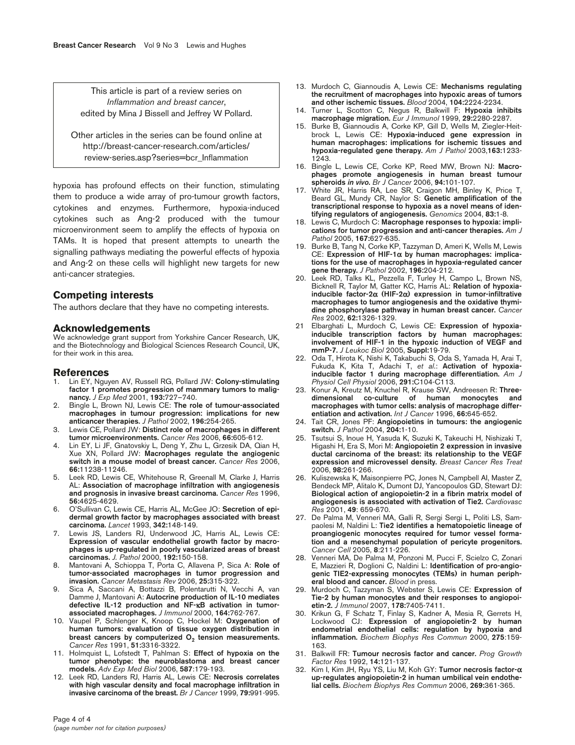This article is part of a review series on *Inflammation and breast cancer*, edited by Mina J Bissell and Jeffrey W Pollard.

Other articles in the series can be found online at http://breast-cancer-research.com/articles/review-series.asp?series=bcr_Inflammation

hypoxia has profound effects on their function, stimulating them to produce a wide array of pro-tumour growth factors, cytokines and enzymes. Furthermore, hypoxia-induced cytokines such as Ang-2 produced with the tumour microenvironment seem to amplify the effects of hypoxia on TAMs. It is hoped that present attempts to unearth the signalling pathways mediating the powerful effects of hypoxia and Ang-2 on these cells will highlight new targets for new anti-cancer strategies.

## Competing interests

The authors declare that they have no competing interests.

## Acknowledgements

We acknowledge grant support from Yorkshire Cancer Research, UK, and the Biotechnology and Biological Sciences Research Council, UK, for their work in this area.

## References

1. Lin EY, Nguyen AV, Russell RG, Pollard JW: **Colony-stimulating factor 1 promotes progression of mammary tumors to malignancy.** *J Exp Med* 2001, **193:**727–740.
2. Bingle L, Brown NJ, Lewis CE: **The role of tumour-associated macrophages in tumour progression: implications for new anticancer therapies.** *J Pathol* 2002, **196:**254-265.
3. Lewis CE, Pollard JW: **Distinct role of macrophages in different tumor microenvironments.** *Cancer Res* 2006, **66:**605-612.
4. Lin EY, Li JF, Gnatovskiy L, Deng Y, Zhu L, Grzesik DA, Qian H, Xue XN, Pollard JW: **Macrophages regulate the angiogenic switch in a mouse model of breast cancer.** *Cancer Res* 2006, **66:**11238-11246.
5. Leek RD, Lewis CE, Whitehouse R, Greenall M, Clarke J, Harris AL: **Association of macrophage infiltration with angiogenesis and prognosis in invasive breast carcinoma.** *Cancer Res* 1996, **56:**4625-4629.
6. O'Sullivan C, Lewis CE, Harris AL, McGee JO: **Secretion of epidermal growth factor by macrophages associated with breast carcinoma.** *Lancet* 1993, **342:**148-149.
7. Lewis JS, Landers RJ, Underwood JC, Harris AL, Lewis CE: **Expression of vascular endothelial growth factor by macrophages is up-regulated in poorly vascularized areas of breast carcinomas.** *J. Pathol* 2000, **192:**150-158.
8. Mantovani A, Schioppa T, Porta C, Allavena P, Sica A: **Role of tumor-associated macrophages in tumor progression and invasion.** *Cancer Metastasis Rev* 2006, **25:**315-322.
9. Sica A, Saccani A, Bottazzi B, Polentarutti N, Vecchi A, van Damme J, Mantovani A: **Autocrine production of IL-10 mediates defective IL-12 production and NF-κB activation in tumor-associated macrophages.** *J Immunol* 2000, **164:**762-767.
10. Vaupel P, Schlenger K, Knoop C, Hockel M: **Oxygenation of human tumors: evaluation of tissue oxygen distribution in breast cancers by computerized $O_2$ tension measurements.** *Cancer Res* 1991, **51:**3316-3322.
11. Holmquist L, Lofstedt T, Pahlman S: **Effect of hypoxia on the tumor phenotype: the neuroblastoma and breast cancer models.** *Adv Exp Med Biol* 2006, **587**:179-193.
12. Leek RD, Landers RJ, Harris AL, Lewis CE: **Necrosis correlates with high vascular density and focal macrophage infiltration in invasive carcinoma of the breast.** *Br J Cancer* 1999, **79:**991-995.
13. Murdoch C, Giannoudis A, Lewis CE: **Mechanisms regulating the recruitment of macrophages into hypoxic areas of tumors and other ischemic tissues.** *Blood* 2004, **104:**2224-2234.
14. Turner L, Scotton C, Negus R, Balkwill F: **Hypoxia inhibits macrophage migration.** *Eur J Immunol* 1999, **29:**2280-2287.
15. Burke B, Giannoudis A, Corke KP, Gill D, Wells M, Ziegler-Heitbrock L, Lewis CE: **Hypoxia-induced gene expression in human macrophages: implications for ischemic tissues and hypoxia-regulated gene therapy.** *Am J Pathol* 2003,**163:**1233-1243.
16. Bingle L, Lewis CE, Corke KP, Reed MW, Brown NJ: **Macrophages promote angiogenesis in human breast tumour spheroids *in vivo*.** *Br J Cancer* 2006, **94:**101-107.
17. White JR, Harris RA, Lee SR, Craigon MH, Binley K, Price T, Beard GL, Mundy CR, Naylor S: **Genetic amplification of the transcriptional response to hypoxia as a novel means of identifying regulators of angiogenesis.** *Genomics* 2004, **83:**1-8.
18. Lewis C, Murdoch C: **Macrophage responses to hypoxia: implications for tumor progression and anti-cancer therapies.** *Am J Pathol* 2005, **167:**627-635.
19. Burke B, Tang N, Corke KP, Tazzyman D, Ameri K, Wells M, Lewis CE: **Expression of HIF-1α by human macrophages: implications for the use of macrophages in hypoxia-regulated cancer gene therapy.** *J Pathol* 2002, **196:**204-212.
20. Leek RD, Talks KL, Pezzella F, Turley H, Campo L, Brown NS, Bicknell R, Taylor M, Gatter KC, Harris AL: **Relation of hypoxia-inducible factor-2α (HIF-2α) expression in tumor-infiltrative macrophages to tumor angiogenesis and the oxidative thymidine phosphorylase pathway in human breast cancer.** *Cancer Res* 2002, **62:**1326-1329.
21. Elbarghati L, Murdoch C, Lewis CE: **Expression of hypoxia-inducible transcription factors by human macrophages: involvement of HIF-1 in the hypoxic induction of VEGF and mmP-7.** *J Leukoc Biol* 2005, **Suppl:**19-79.
22. Oda T, Hirota K, Nishi K, Takabuchi S, Oda S, Yamada H, Arai T, Fukuda K, Kita T, Adachi T, *et al.*: **Activation of hypoxia-inducible factor 1 during macrophage differentiation.** *Am J Physiol Cell Physiol* 2006, **291:**C104-C113.
23. Konur A, Kreutz M, Knuchel R, Krause SW, Andreesen R: **Three-dimensional co-culture of human monocytes and macrophages with tumor cells: analysis of macrophage differentiation and activation.** *Int J Cancer* 1996, **66:**645-652.
24. Tait CR, Jones PF: **Angiopoietins in tumours: the angiogenic switch.** *J Pathol* 2004, **204:**1-10.
25. Tsutsui S, Inoue H, Yasuda K, Suzuki K, Takeuchi H, Nishizaki T, Higashi H, Era S, Mori M: **Angiopoietin 2 expression in invasive ductal carcinoma of the breast: its relationship to the VEGF expression and microvessel density.** *Breast Cancer Res Treat* 2006, **98:**261-266.
26. Kuliszewska K, Maisonpierre PC, Jones N, Campbell AI, Master Z, Bendeck MP, Alitalo K, Dumont DJ, Yancopoulos GD, Stewart DJ: **Biological action of angiopoietin-2 in a fibrin matrix model of angiogenesis is associated with activation of Tie2.** *Cardiovasc Res* 2001, **49**: 659-670.
27. De Palma M, Venneri MA, Galli R, Sergi Sergi L, Politi LS, Sampaolesi M, Naldini L: **Tie2 identifies a hematopoietic lineage of proangiogenic monocytes required for tumor vessel formation and a mesenchymal population of pericyte progenitors.** *Cancer Cell* 2005, **8**:211-226.
28. Venneri MA, De Palma M, Ponzoni M, Pucci F, Scielzo C, Zonari E, Mazzieri R, Doglioni C, Naldini L: **Identification of pro-angiogenic TIE2-expressing monocytes (TEMs) in human peripheral blood and cancer.** *Blood* in press.
29. Murdoch C, Tazzyman S, Webster S, Lewis CE: **Expression of Tie-2 by human monocytes and their responses to angiopoietin-2.** *J Immunol* 2007, **178:**7405-7411.
30. Krikun G, F Schatz T, Finlay S, Kadner A, Mesia R, Gerrets H, Lockwood CJ: **Expression of angiopoietin-2 by human endometrial endothelial cells: regulation by hypoxia and inflammation.** *Biochem Biophys Res Commun* 2000, **275**:159-163.
31. Balkwill FR: **Tumour necrosis factor and cancer.** *Prog Growth Factor Res* 1992, **14:**121-137.
32. Kim I, Kim JH, Ryu YS, Liu M, Koh GY: **Tumor necrosis factor-α up-regulates angiopoietin-2 in human umbilical vein endothelial cells.** *Biochem Biophys Res Commun* 2006, **269:**361-365.